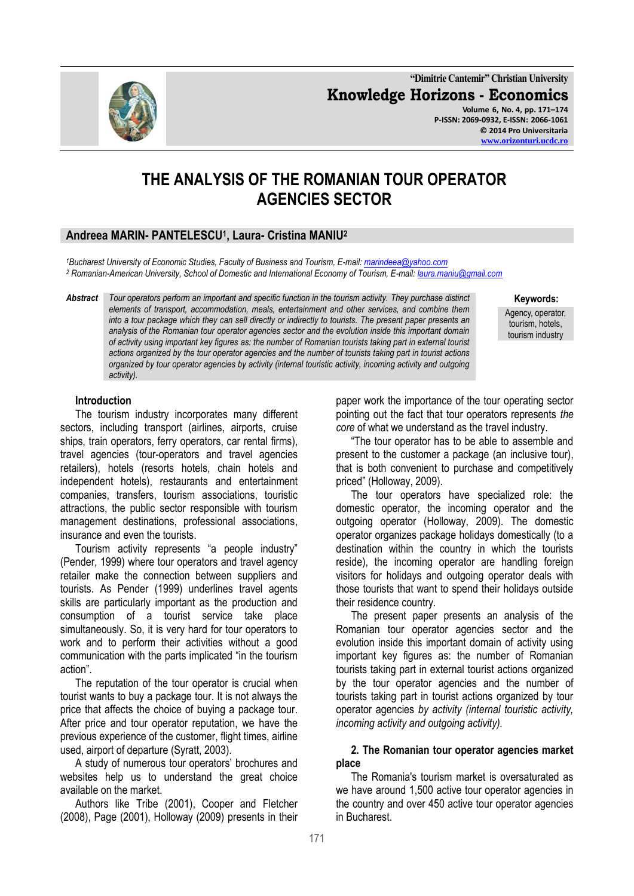# THE ANALYSIS OF THE ROMANIAN TOUR OPERATOR AGENCIES SECTOR

**Andreea MARIN- PANTELESCU[1], Laura- Cristina MANIU[2]**

[1]Bucharest University of Economic Studies, Faculty of Business and Tourism, E-mail: marindeea@yahoo.com
[2] Romanian-American University, School of Domestic and International Economy of Tourism, E-mail: laura.maniu@gmail.com

***Abstract*** *Tour operators perform an important and specific function in the tourism activity. They purchase distinct elements of transport, accommodation, meals, entertainment and other services, and combine them into a tour package which they can sell directly or indirectly to tourists. The present paper presents an analysis of the Romanian tour operator agencies sector and the evolution inside this important domain of activity using important key figures as: the number of Romanian tourists taking part in external tourist actions organized by the tour operator agencies and the number of tourists taking part in tourist actions organized by tour operator agencies by activity (internal touristic activity, incoming activity and outgoing activity).*

**Keywords:** Agency, operator, tourism, hotels, tourism industry

## Introduction

The tourism industry incorporates many different sectors, including transport (airlines, airports, cruise ships, train operators, ferry operators, car rental firms), travel agencies (tour-operators and travel agencies retailers), hotels (resorts hotels, chain hotels and independent hotels), restaurants and entertainment companies, transfers, tourism associations, touristic attractions, the public sector responsible with tourism management destinations, professional associations, insurance and even the tourists.

Tourism activity represents "a people industry" (Pender, 1999) where tour operators and travel agency retailer make the connection between suppliers and tourists. As Pender (1999) underlines travel agents skills are particularly important as the production and consumption of a tourist service take place simultaneously. So, it is very hard for tour operators to work and to perform their activities without a good communication with the parts implicated "in the tourism action".

The reputation of the tour operator is crucial when tourist wants to buy a package tour. It is not always the price that affects the choice of buying a package tour. After price and tour operator reputation, we have the previous experience of the customer, flight times, airline used, airport of departure (Syratt, 2003).

A study of numerous tour operators' brochures and websites help us to understand the great choice available on the market.

Authors like Tribe (2001), Cooper and Fletcher (2008), Page (2001), Holloway (2009) presents in their paper work the importance of the tour operating sector pointing out the fact that tour operators represents *the core* of what we understand as the travel industry.

"The tour operator has to be able to assemble and present to the customer a package (an inclusive tour), that is both convenient to purchase and competitively priced" (Holloway, 2009).

The tour operators have specialized role: the domestic operator, the incoming operator and the outgoing operator (Holloway, 2009). The domestic operator organizes package holidays domestically (to a destination within the country in which the tourists reside), the incoming operator are handling foreign visitors for holidays and outgoing operator deals with those tourists that want to spend their holidays outside their residence country.

The present paper presents an analysis of the Romanian tour operator agencies sector and the evolution inside this important domain of activity using important key figures as: the number of Romanian tourists taking part in external tourist actions organized by the tour operator agencies and the number of tourists taking part in tourist actions organized by tour operator agencies *by activity (internal touristic activity, incoming activity and outgoing activity).*

## 2. The Romanian tour operator agencies market place

The Romania's tourism market is oversaturated as we have around 1,500 active tour operator agencies in the country and over 450 active tour operator agencies in Bucharest.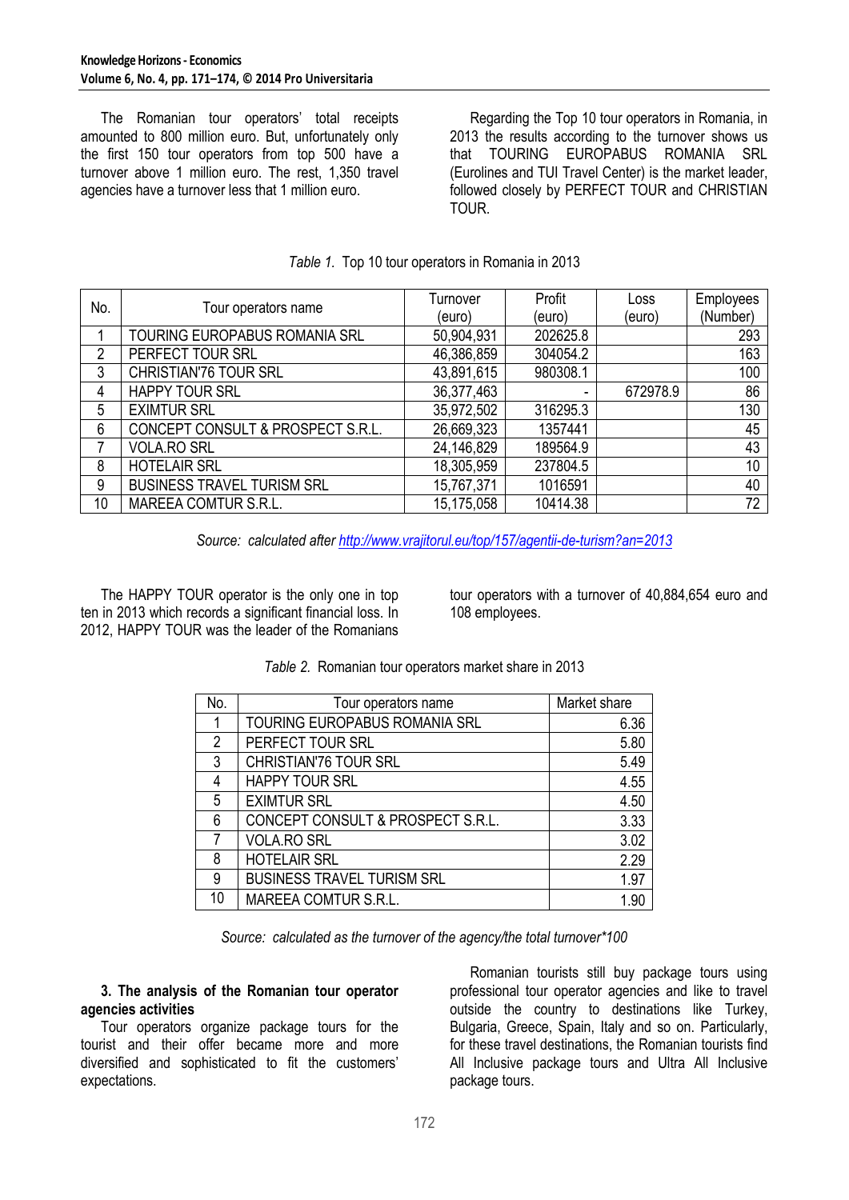The Romanian tour operators' total receipts amounted to 800 million euro. But, unfortunately only the first 150 tour operators from top 500 have a turnover above 1 million euro. The rest, 1,350 travel agencies have a turnover less that 1 million euro.

Regarding the Top 10 tour operators in Romania, in 2013 the results according to the turnover shows us that TOURING EUROPABUS ROMANIA SRL (Eurolines and TUI Travel Center) is the market leader, followed closely by PERFECT TOUR and CHRISTIAN TOUR.

*Table 1.* Top 10 tour operators in Romania in 2013

| No. | Tour operators name | Turnover (euro) | Profit (euro) | Loss (euro) | Employees (Number) |
|---|---|---|---|---|---|
| 1 | TOURING EUROPABUS ROMANIA SRL | 50,904,931 | 202625.8 | | 293 |
| 2 | PERFECT TOUR SRL | 46,386,859 | 304054.2 | | 163 |
| 3 | CHRISTIAN'76 TOUR SRL | 43,891,615 | 980308.1 | | 100 |
| 4 | HAPPY TOUR SRL | 36,377,463 | - | 672978.9 | 86 |
| 5 | EXIMTUR SRL | 35,972,502 | 316295.3 | | 130 |
| 6 | CONCEPT CONSULT & PROSPECT S.R.L. | 26,669,323 | 1357441 | | 45 |
| 7 | VOLA.RO SRL | 24,146,829 | 189564.9 | | 43 |
| 8 | HOTELAIR SRL | 18,305,959 | 237804.5 | | 10 |
| 9 | BUSINESS TRAVEL TURISM SRL | 15,767,371 | 1016591 | | 40 |
| 10 | MAREEA COMTUR S.R.L. | 15,175,058 | 10414.38 | | 72 |

*Source: calculated after http://www.vrajitorul.eu/top/157/agentii-de-turism?an=2013*

The HAPPY TOUR operator is the only one in top ten in 2013 which records a significant financial loss. In 2012, HAPPY TOUR was the leader of the Romanians tour operators with a turnover of 40,884,654 euro and 108 employees.

*Table 2.* Romanian tour operators market share in 2013

| No. | Tour operators name | Market share |
|---|---|---|
| 1 | TOURING EUROPABUS ROMANIA SRL | 6.36 |
| 2 | PERFECT TOUR SRL | 5.80 |
| 3 | CHRISTIAN'76 TOUR SRL | 5.49 |
| 4 | HAPPY TOUR SRL | 4.55 |
| 5 | EXIMTUR SRL | 4.50 |
| 6 | CONCEPT CONSULT & PROSPECT S.R.L. | 3.33 |
| 7 | VOLA.RO SRL | 3.02 |
| 8 | HOTELAIR SRL | 2.29 |
| 9 | BUSINESS TRAVEL TURISM SRL | 1.97 |
| 10 | MAREEA COMTUR S.R.L. | 1.90 |

*Source: calculated as the turnover of the agency/the total turnover*100*

### 3. The analysis of the Romanian tour operator agencies activities

Tour operators organize package tours for the tourist and their offer became more and more diversified and sophisticated to fit the customers' expectations.

Romanian tourists still buy package tours using professional tour operator agencies and like to travel outside the country to destinations like Turkey, Bulgaria, Greece, Spain, Italy and so on. Particularly, for these travel destinations, the Romanian tourists find All Inclusive package tours and Ultra All Inclusive package tours.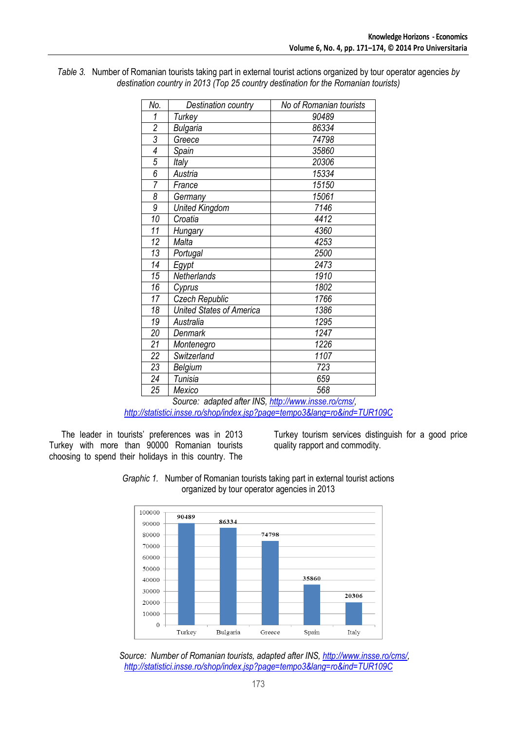*Table 3.* Number of Romanian tourists taking part in external tourist actions organized by tour operator agencies *by destination country in 2013 (Top 25 country destination for the Romanian tourists)*

| *No.* | *Destination country* | *No of Romanian tourists* |
|---|---|---|
| *1* | *Turkey* | *90489* |
| *2* | *Bulgaria* | *86334* |
| *3* | *Greece* | *74798* |
| *4* | *Spain* | *35860* |
| *5* | *Italy* | *20306* |
| *6* | *Austria* | *15334* |
| *7* | *France* | *15150* |
| *8* | *Germany* | *15061* |
| *9* | *United Kingdom* | *7146* |
| *10* | *Croatia* | *4412* |
| *11* | *Hungary* | *4360* |
| *12* | *Malta* | *4253* |
| *13* | *Portugal* | *2500* |
| *14* | *Egypt* | *2473* |
| *15* | *Netherlands* | *1910* |
| *16* | *Cyprus* | *1802* |
| *17* | *Czech Republic* | *1766* |
| *18* | *United States of America* | *1386* |
| *19* | *Australia* | *1295* |
| *20* | *Denmark* | *1247* |
| *21* | *Montenegro* | *1226* |
| *22* | *Switzerland* | *1107* |
| *23* | *Belgium* | *723* |
| *24* | *Tunisia* | *659* |
| *25* | *Mexico* | *568* |

*Source: adapted after INS, http://www.insse.ro/cms/, http://statistici.insse.ro/shop/index.jsp?page=tempo3&lang=ro&ind=TUR109C*

The leader in tourists' preferences was in 2013 Turkey with more than 90000 Romanian tourists choosing to spend their holidays in this country. The Turkey tourism services distinguish for a good price quality rapport and commodity.

*Graphic 1.* Number of Romanian tourists taking part in external tourist actions organized by tour operator agencies in 2013

*Source: Number of Romanian tourists, adapted after INS, http://www.insse.ro/cms/, http://statistici.insse.ro/shop/index.jsp?page=tempo3&lang=ro&ind=TUR109C*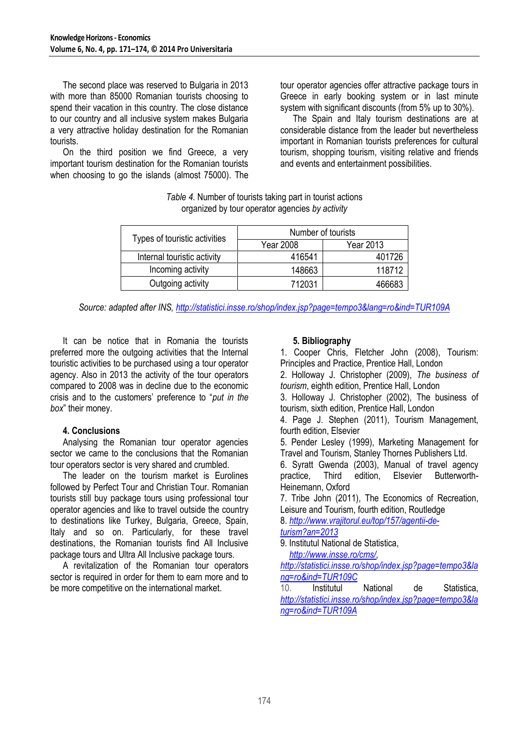The second place was reserved to Bulgaria in 2013 with more than 85000 Romanian tourists choosing to spend their vacation in this country. The close distance to our country and all inclusive system makes Bulgaria a very attractive holiday destination for the Romanian tourists.

On the third position we find Greece, a very important tourism destination for the Romanian tourists when choosing to go the islands (almost 75000). The tour operator agencies offer attractive package tours in Greece in early booking system or in last minute system with significant discounts (from 5% up to 30%).

The Spain and Italy tourism destinations are at considerable distance from the leader but nevertheless important in Romanian tourists preferences for cultural tourism, shopping tourism, visiting relative and friends and events and entertainment possibilities.

*Table 4.* Number of tourists taking part in tourist actions organized by tour operator agencies *by activity*

| Types of touristic activities | Number of tourists | |
|---|---|---|
| | Year 2008 | Year 2013 |
| Internal touristic activity | 416541 | 401726 |
| Incoming activity | 148663 | 118712 |
| Outgoing activity | 712031 | 466683 |

*Source: adapted after INS, http://statistici.insse.ro/shop/index.jsp?page=tempo3&lang=ro&ind=TUR109A*

It can be notice that in Romania the tourists preferred more the outgoing activities that the Internal touristic activities to be purchased using a tour operator agency. Also in 2013 the activity of the tour operators compared to 2008 was in decline due to the economic crisis and to the customers' preference to "*put in the box*" their money.

## 4. Conclusions

Analysing the Romanian tour operator agencies sector we came to the conclusions that the Romanian tour operators sector is very shared and crumbled.

The leader on the tourism market is Eurolines followed by Perfect Tour and Christian Tour. Romanian tourists still buy package tours using professional tour operator agencies and like to travel outside the country to destinations like Turkey, Bulgaria, Greece, Spain, Italy and so on. Particularly, for these travel destinations, the Romanian tourists find All Inclusive package tours and Ultra All Inclusive package tours.

A revitalization of the Romanian tour operators sector is required in order for them to earn more and to be more competitive on the international market.

## 5. Bibliography

1. Cooper Chris, Fletcher John (2008), Tourism: Principles and Practice, Prentice Hall, London
2. Holloway J. Christopher (2009), *The business of tourism*, eighth edition, Prentice Hall, London
3. Holloway J. Christopher (2002), The business of tourism, sixth edition, Prentice Hall, London
4. Page J. Stephen (2011), Tourism Management, fourth edition, Elsevier
5. Pender Lesley (1999), Marketing Management for Travel and Tourism, Stanley Thornes Publishers Ltd.
6. Syratt Gwenda (2003), Manual of travel agency practice, Third edition, Elsevier Butterworth-Heinemann, Oxford
7. Tribe John (2011), The Economics of Recreation, Leisure and Tourism, fourth edition, Routledge
8. http://www.vrajitorul.eu/top/157/agentii-de-turism?an=2013
9. Institutul National de Statistica, http://www.insse.ro/cms/, http://statistici.insse.ro/shop/index.jsp?page=tempo3&lang=ro&ind=TUR109C
10. Institutul National de Statistica, http://statistici.insse.ro/shop/index.jsp?page=tempo3&lang=ro&ind=TUR109A